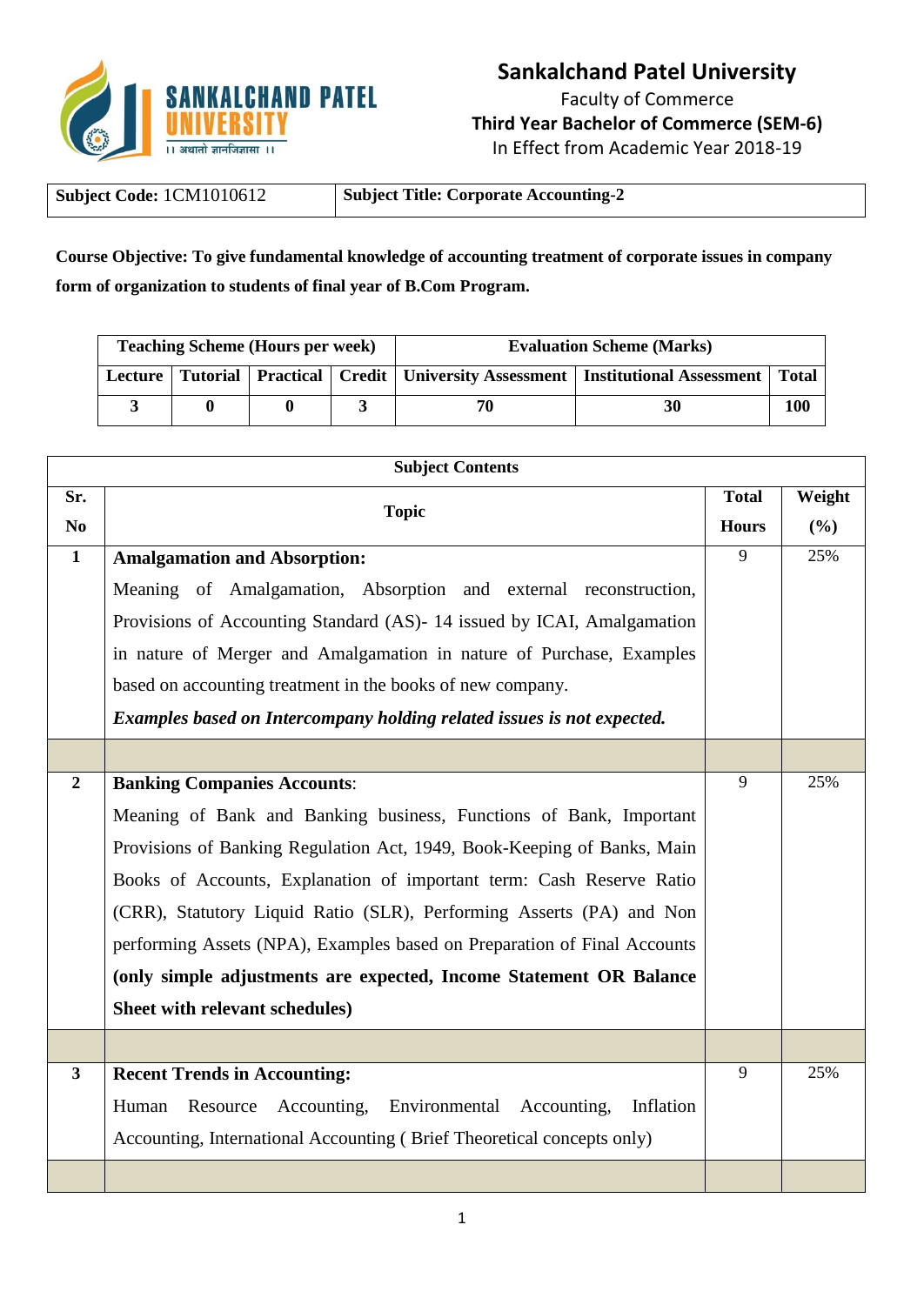# Sankalchand Patel University

Faculty of Commerce

**Third Year Bachelor of Commerce (SEM-6)**

In Effect from Academic Year 2018-19

| **Subject Code:** 1CM1010612 | **Subject Title: Corporate Accounting-2** |
|---|---|

**Course Objective: To give fundamental knowledge of accounting treatment of corporate issues in company form of organization to students of final year of B.Com Program.**

| **Teaching Scheme (Hours per week)** | | | | **Evaluation Scheme (Marks)** | | |
|---|---|---|---|---|---|---|
| **Lecture** | **Tutorial** | **Practical** | **Credit** | **University Assessment** | **Institutional Assessment** | **Total** |
| **3** | **0** | **0** | **3** | **70** | **30** | **100** |

| **Subject Contents** | | | |
|---|---|---|---|
| **Sr. No** | **Topic** | **Total Hours** | **Weight (%)** |
| **1** | **Amalgamation and Absorption:** Meaning of Amalgamation, Absorption and external reconstruction, Provisions of Accounting Standard (AS)- 14 issued by ICAI, Amalgamation in nature of Merger and Amalgamation in nature of Purchase, Examples based on accounting treatment in the books of new company. ***Examples based on Intercompany holding related issues is not expected.*** | 9 | 25% |
| | | | |
| **2** | **Banking Companies Accounts**: Meaning of Bank and Banking business, Functions of Bank, Important Provisions of Banking Regulation Act, 1949, Book-Keeping of Banks, Main Books of Accounts, Explanation of important term: Cash Reserve Ratio (CRR), Statutory Liquid Ratio (SLR), Performing Asserts (PA) and Non performing Assets (NPA), Examples based on Preparation of Final Accounts **(only simple adjustments are expected, Income Statement OR Balance Sheet with relevant schedules)** | 9 | 25% |
| | | | |
| **3** | **Recent Trends in Accounting:** Human Resource Accounting, Environmental Accounting, Inflation Accounting, International Accounting ( Brief Theoretical concepts only) | 9 | 25% |
| | | | |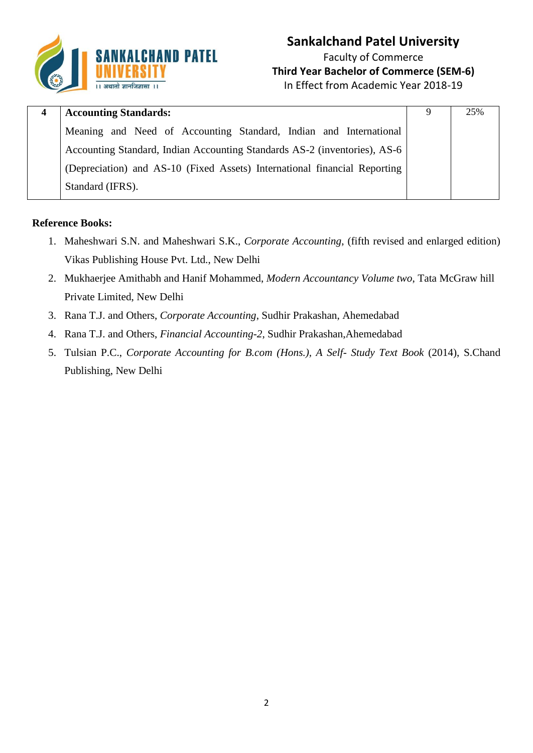| | | | |
|---|---|---|---|
| **4** | **Accounting Standards:**<br>Meaning and Need of Accounting Standard, Indian and International Accounting Standard, Indian Accounting Standards AS-2 (inventories), AS-6 (Depreciation) and AS-10 (Fixed Assets) International financial Reporting Standard (IFRS). | 9 | 25% |

**Reference Books:**

1. Maheshwari S.N. and Maheshwari S.K., *Corporate Accounting*, (fifth revised and enlarged edition) Vikas Publishing House Pvt. Ltd., New Delhi
2. Mukhaerjee Amithabh and Hanif Mohammed, *Modern Accountancy Volume two*, Tata McGraw hill Private Limited, New Delhi
3. Rana T.J. and Others, *Corporate Accounting*, Sudhir Prakashan, Ahemedabad
4. Rana T.J. and Others, *Financial Accounting-2*, Sudhir Prakashan,Ahemedabad
5. Tulsian P.C., *Corporate Accounting for B.com (Hons.), A Self- Study Text Book* (2014), S.Chand Publishing, New Delhi